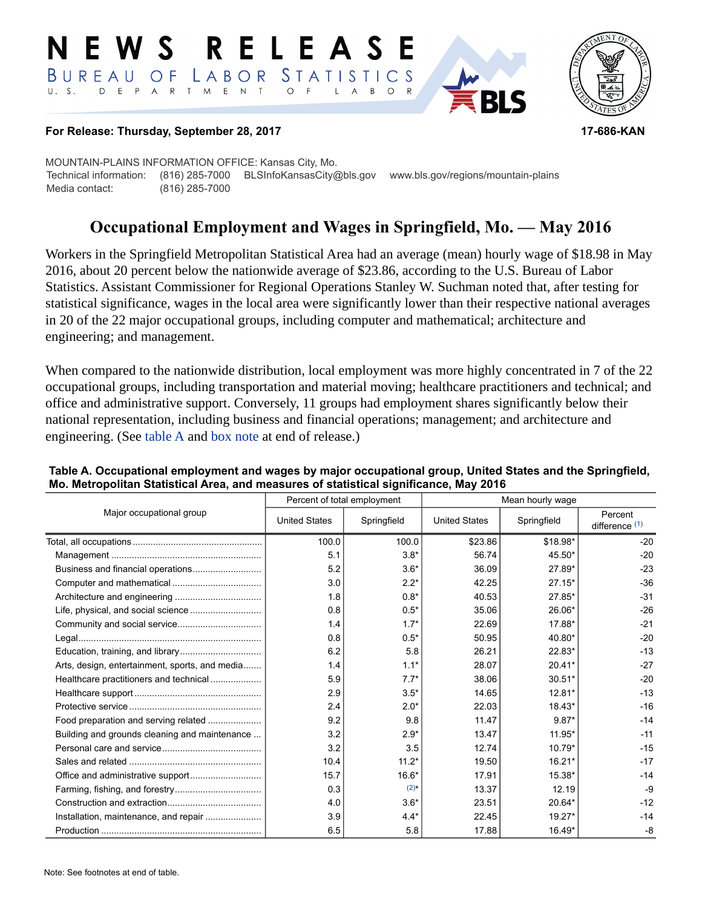# NEWS RELEASE

BUREAU OF LABOR STATISTICS
U. S. DEPARTMENT OF LABOR

**For Release: Thursday, September 28, 2017** **17-686-KAN**

MOUNTAIN-PLAINS INFORMATION OFFICE: Kansas City, Mo.
Technical information: (816) 285-7000 BLSInfoKansasCity@bls.gov www.bls.gov/regions/mountain-plains
Media contact: (816) 285-7000

## Occupational Employment and Wages in Springfield, Mo. — May 2016

Workers in the Springfield Metropolitan Statistical Area had an average (mean) hourly wage of $18.98 in May 2016, about 20 percent below the nationwide average of $23.86, according to the U.S. Bureau of Labor Statistics. Assistant Commissioner for Regional Operations Stanley W. Suchman noted that, after testing for statistical significance, wages in the local area were significantly lower than their respective national averages in 20 of the 22 major occupational groups, including computer and mathematical; architecture and engineering; and management.

When compared to the nationwide distribution, local employment was more highly concentrated in 7 of the 22 occupational groups, including transportation and material moving; healthcare practitioners and technical; and office and administrative support. Conversely, 11 groups had employment shares significantly below their national representation, including business and financial operations; management; and architecture and engineering. (See table A and box note at end of release.)

**Table A. Occupational employment and wages by major occupational group, United States and the Springfield, Mo. Metropolitan Statistical Area, and measures of statistical significance, May 2016**

| Major occupational group | Percent of total employment | | Mean hourly wage | | |
|---|---|---|---|---|---|
| | United States | Springfield | United States | Springfield | Percent difference (1) |
| Total, all occupations | 100.0 | 100.0 | $23.86 | $18.98* | -20 |
| Management | 5.1 | 3.8* | 56.74 | 45.50* | -20 |
| Business and financial operations | 5.2 | 3.6* | 36.09 | 27.89* | -23 |
| Computer and mathematical | 3.0 | 2.2* | 42.25 | 27.15* | -36 |
| Architecture and engineering | 1.8 | 0.8* | 40.53 | 27.85* | -31 |
| Life, physical, and social science | 0.8 | 0.5* | 35.06 | 26.06* | -26 |
| Community and social service | 1.4 | 1.7* | 22.69 | 17.88* | -21 |
| Legal | 0.8 | 0.5* | 50.95 | 40.80* | -20 |
| Education, training, and library | 6.2 | 5.8 | 26.21 | 22.83* | -13 |
| Arts, design, entertainment, sports, and media | 1.4 | 1.1* | 28.07 | 20.41* | -27 |
| Healthcare practitioners and technical | 5.9 | 7.7* | 38.06 | 30.51* | -20 |
| Healthcare support | 2.9 | 3.5* | 14.65 | 12.81* | -13 |
| Protective service | 2.4 | 2.0* | 22.03 | 18.43* | -16 |
| Food preparation and serving related | 9.2 | 9.8 | 11.47 | 9.87* | -14 |
| Building and grounds cleaning and maintenance | 3.2 | 2.9* | 13.47 | 11.95* | -11 |
| Personal care and service | 3.2 | 3.5 | 12.74 | 10.79* | -15 |
| Sales and related | 10.4 | 11.2* | 19.50 | 16.21* | -17 |
| Office and administrative support | 15.7 | 16.6* | 17.91 | 15.38* | -14 |
| Farming, fishing, and forestry | 0.3 | (2)* | 13.37 | 12.19 | -9 |
| Construction and extraction | 4.0 | 3.6* | 23.51 | 20.64* | -12 |
| Installation, maintenance, and repair | 3.9 | 4.4* | 22.45 | 19.27* | -14 |
| Production | 6.5 | 5.8 | 17.88 | 16.49* | -8 |

Note: See footnotes at end of table.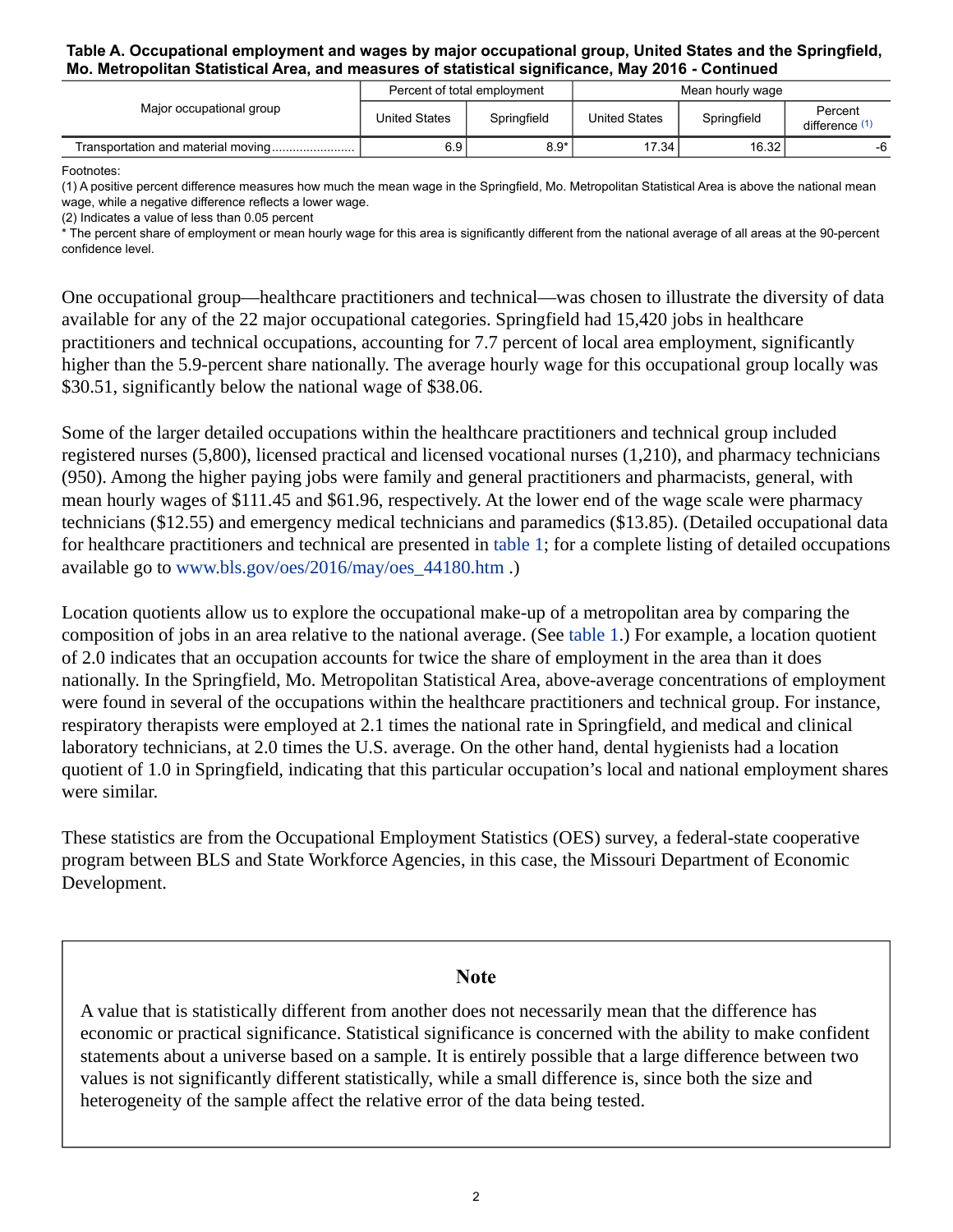**Table A. Occupational employment and wages by major occupational group, United States and the Springfield, Mo. Metropolitan Statistical Area, and measures of statistical significance, May 2016 - Continued**

| Major occupational group | Percent of total employment | | Mean hourly wage | | |
|---|---|---|---|---|---|
| | United States | Springfield | United States | Springfield | Percent difference (1) |
| Transportation and material moving | 6.9 | 8.9* | 17.34 | 16.32 | -6 |

Footnotes:
(1) A positive percent difference measures how much the mean wage in the Springfield, Mo. Metropolitan Statistical Area is above the national mean wage, while a negative difference reflects a lower wage.
(2) Indicates a value of less than 0.05 percent
* The percent share of employment or mean hourly wage for this area is significantly different from the national average of all areas at the 90-percent confidence level.

One occupational group—healthcare practitioners and technical—was chosen to illustrate the diversity of data available for any of the 22 major occupational categories. Springfield had 15,420 jobs in healthcare practitioners and technical occupations, accounting for 7.7 percent of local area employment, significantly higher than the 5.9-percent share nationally. The average hourly wage for this occupational group locally was $30.51, significantly below the national wage of $38.06.

Some of the larger detailed occupations within the healthcare practitioners and technical group included registered nurses (5,800), licensed practical and licensed vocational nurses (1,210), and pharmacy technicians (950). Among the higher paying jobs were family and general practitioners and pharmacists, general, with mean hourly wages of $111.45 and $61.96, respectively. At the lower end of the wage scale were pharmacy technicians ($12.55) and emergency medical technicians and paramedics ($13.85). (Detailed occupational data for healthcare practitioners and technical are presented in table 1; for a complete listing of detailed occupations available go to www.bls.gov/oes/2016/may/oes_44180.htm .)

Location quotients allow us to explore the occupational make-up of a metropolitan area by comparing the composition of jobs in an area relative to the national average. (See table 1.) For example, a location quotient of 2.0 indicates that an occupation accounts for twice the share of employment in the area than it does nationally. In the Springfield, Mo. Metropolitan Statistical Area, above-average concentrations of employment were found in several of the occupations within the healthcare practitioners and technical group. For instance, respiratory therapists were employed at 2.1 times the national rate in Springfield, and medical and clinical laboratory technicians, at 2.0 times the U.S. average. On the other hand, dental hygienists had a location quotient of 1.0 in Springfield, indicating that this particular occupation's local and national employment shares were similar.

These statistics are from the Occupational Employment Statistics (OES) survey, a federal-state cooperative program between BLS and State Workforce Agencies, in this case, the Missouri Department of Economic Development.

## Note

A value that is statistically different from another does not necessarily mean that the difference has economic or practical significance. Statistical significance is concerned with the ability to make confident statements about a universe based on a sample. It is entirely possible that a large difference between two values is not significantly different statistically, while a small difference is, since both the size and heterogeneity of the sample affect the relative error of the data being tested.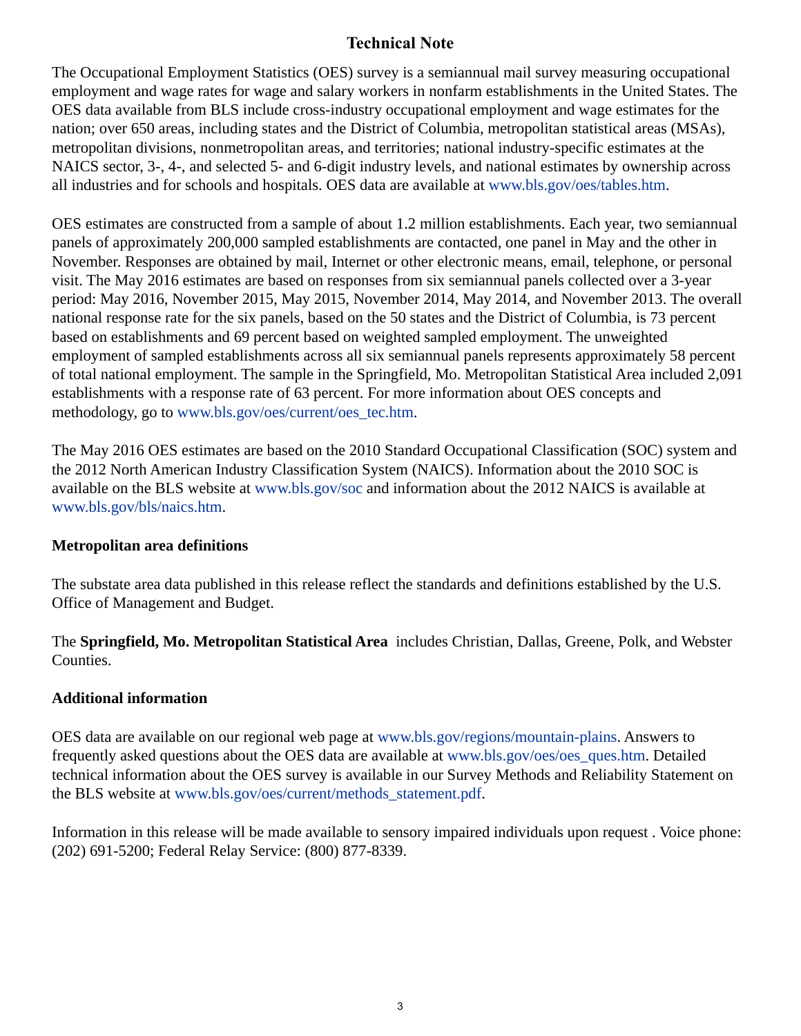# Technical Note

The Occupational Employment Statistics (OES) survey is a semiannual mail survey measuring occupational employment and wage rates for wage and salary workers in nonfarm establishments in the United States. The OES data available from BLS include cross-industry occupational employment and wage estimates for the nation; over 650 areas, including states and the District of Columbia, metropolitan statistical areas (MSAs), metropolitan divisions, nonmetropolitan areas, and territories; national industry-specific estimates at the NAICS sector, 3-, 4-, and selected 5- and 6-digit industry levels, and national estimates by ownership across all industries and for schools and hospitals. OES data are available at www.bls.gov/oes/tables.htm.

OES estimates are constructed from a sample of about 1.2 million establishments. Each year, two semiannual panels of approximately 200,000 sampled establishments are contacted, one panel in May and the other in November. Responses are obtained by mail, Internet or other electronic means, email, telephone, or personal visit. The May 2016 estimates are based on responses from six semiannual panels collected over a 3-year period: May 2016, November 2015, May 2015, November 2014, May 2014, and November 2013. The overall national response rate for the six panels, based on the 50 states and the District of Columbia, is 73 percent based on establishments and 69 percent based on weighted sampled employment. The unweighted employment of sampled establishments across all six semiannual panels represents approximately 58 percent of total national employment. The sample in the Springfield, Mo. Metropolitan Statistical Area included 2,091 establishments with a response rate of 63 percent. For more information about OES concepts and methodology, go to www.bls.gov/oes/current/oes_tec.htm.

The May 2016 OES estimates are based on the 2010 Standard Occupational Classification (SOC) system and the 2012 North American Industry Classification System (NAICS). Information about the 2010 SOC is available on the BLS website at www.bls.gov/soc and information about the 2012 NAICS is available at www.bls.gov/bls/naics.htm.

## Metropolitan area definitions

The substate area data published in this release reflect the standards and definitions established by the U.S. Office of Management and Budget.

The **Springfield, Mo. Metropolitan Statistical Area** includes Christian, Dallas, Greene, Polk, and Webster Counties.

## Additional information

OES data are available on our regional web page at www.bls.gov/regions/mountain-plains. Answers to frequently asked questions about the OES data are available at www.bls.gov/oes/oes_ques.htm. Detailed technical information about the OES survey is available in our Survey Methods and Reliability Statement on the BLS website at www.bls.gov/oes/current/methods_statement.pdf.

Information in this release will be made available to sensory impaired individuals upon request . Voice phone: (202) 691-5200; Federal Relay Service: (800) 877-8339.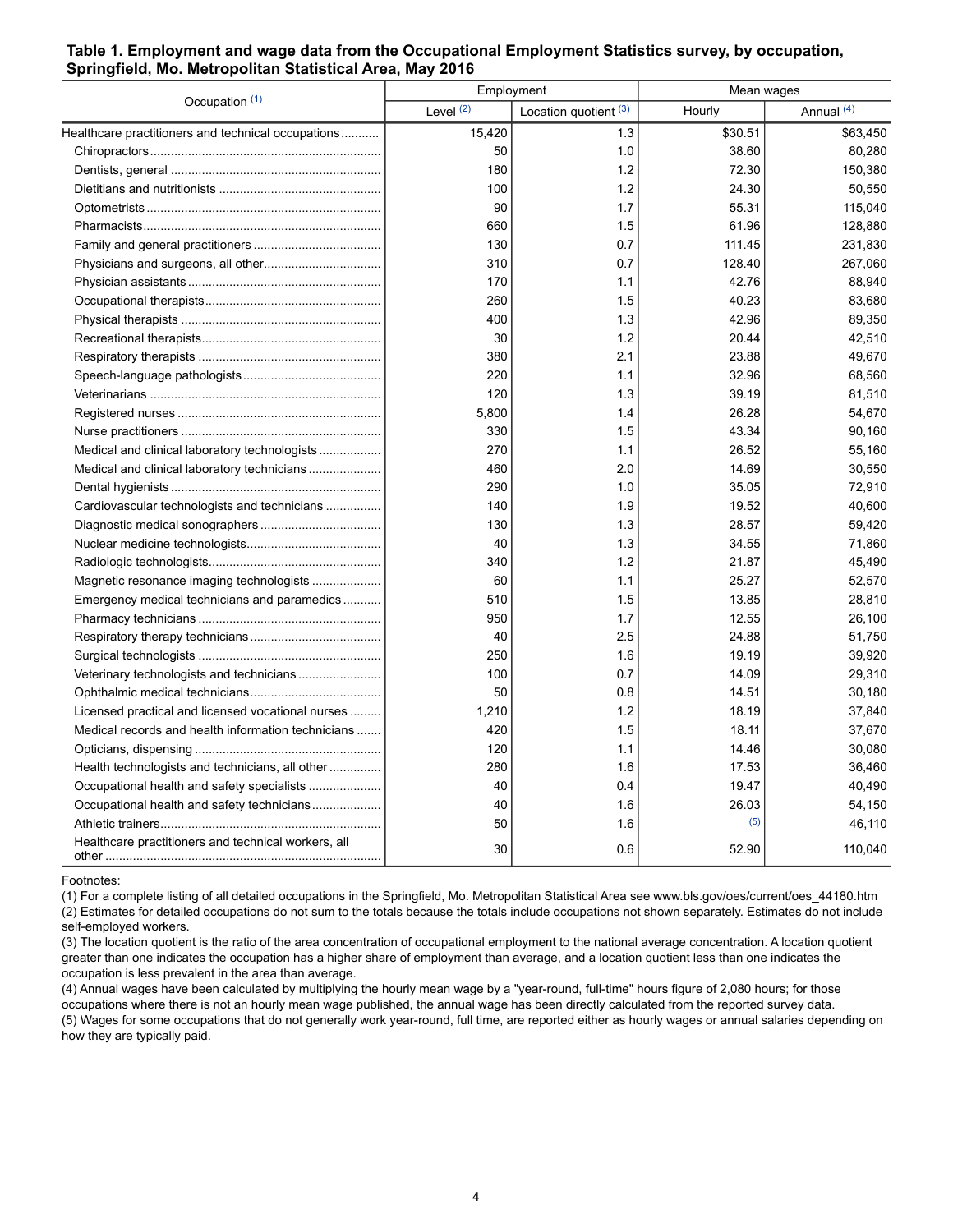**Table 1. Employment and wage data from the Occupational Employment Statistics survey, by occupation, Springfield, Mo. Metropolitan Statistical Area, May 2016**

| Occupation [(1)] | Employment | | Mean wages | |
|---|---|---|---|---|
| | Level [(2)] | Location quotient [(3)] | Hourly | Annual [(4)] |
| Healthcare practitioners and technical occupations | 15,420 | 1.3 | $30.51 | $63,450 |
| Chiropractors | 50 | 1.0 | 38.60 | 80,280 |
| Dentists, general | 180 | 1.2 | 72.30 | 150,380 |
| Dietitians and nutritionists | 100 | 1.2 | 24.30 | 50,550 |
| Optometrists | 90 | 1.7 | 55.31 | 115,040 |
| Pharmacists | 660 | 1.5 | 61.96 | 128,880 |
| Family and general practitioners | 130 | 0.7 | 111.45 | 231,830 |
| Physicians and surgeons, all other | 310 | 0.7 | 128.40 | 267,060 |
| Physician assistants | 170 | 1.1 | 42.76 | 88,940 |
| Occupational therapists | 260 | 1.5 | 40.23 | 83,680 |
| Physical therapists | 400 | 1.3 | 42.96 | 89,350 |
| Recreational therapists | 30 | 1.2 | 20.44 | 42,510 |
| Respiratory therapists | 380 | 2.1 | 23.88 | 49,670 |
| Speech-language pathologists | 220 | 1.1 | 32.96 | 68,560 |
| Veterinarians | 120 | 1.3 | 39.19 | 81,510 |
| Registered nurses | 5,800 | 1.4 | 26.28 | 54,670 |
| Nurse practitioners | 330 | 1.5 | 43.34 | 90,160 |
| Medical and clinical laboratory technologists | 270 | 1.1 | 26.52 | 55,160 |
| Medical and clinical laboratory technicians | 460 | 2.0 | 14.69 | 30,550 |
| Dental hygienists | 290 | 1.0 | 35.05 | 72,910 |
| Cardiovascular technologists and technicians | 140 | 1.9 | 19.52 | 40,600 |
| Diagnostic medical sonographers | 130 | 1.3 | 28.57 | 59,420 |
| Nuclear medicine technologists | 40 | 1.3 | 34.55 | 71,860 |
| Radiologic technologists | 340 | 1.2 | 21.87 | 45,490 |
| Magnetic resonance imaging technologists | 60 | 1.1 | 25.27 | 52,570 |
| Emergency medical technicians and paramedics | 510 | 1.5 | 13.85 | 28,810 |
| Pharmacy technicians | 950 | 1.7 | 12.55 | 26,100 |
| Respiratory therapy technicians | 40 | 2.5 | 24.88 | 51,750 |
| Surgical technologists | 250 | 1.6 | 19.19 | 39,920 |
| Veterinary technologists and technicians | 100 | 0.7 | 14.09 | 29,310 |
| Ophthalmic medical technicians | 50 | 0.8 | 14.51 | 30,180 |
| Licensed practical and licensed vocational nurses | 1,210 | 1.2 | 18.19 | 37,840 |
| Medical records and health information technicians | 420 | 1.5 | 18.11 | 37,670 |
| Opticians, dispensing | 120 | 1.1 | 14.46 | 30,080 |
| Health technologists and technicians, all other | 280 | 1.6 | 17.53 | 36,460 |
| Occupational health and safety specialists | 40 | 0.4 | 19.47 | 40,490 |
| Occupational health and safety technicians | 40 | 1.6 | 26.03 | 54,150 |
| Athletic trainers | 50 | 1.6 | (5) | 46,110 |
| Healthcare practitioners and technical workers, all other | 30 | 0.6 | 52.90 | 110,040 |

Footnotes:
(1) For a complete listing of all detailed occupations in the Springfield, Mo. Metropolitan Statistical Area see www.bls.gov/oes/current/oes_44180.htm
(2) Estimates for detailed occupations do not sum to the totals because the totals include occupations not shown separately. Estimates do not include self-employed workers.
(3) The location quotient is the ratio of the area concentration of occupational employment to the national average concentration. A location quotient greater than one indicates the occupation has a higher share of employment than average, and a location quotient less than one indicates the occupation is less prevalent in the area than average.
(4) Annual wages have been calculated by multiplying the hourly mean wage by a "year-round, full-time" hours figure of 2,080 hours; for those occupations where there is not an hourly mean wage published, the annual wage has been directly calculated from the reported survey data.
(5) Wages for some occupations that do not generally work year-round, full time, are reported either as hourly wages or annual salaries depending on how they are typically paid.